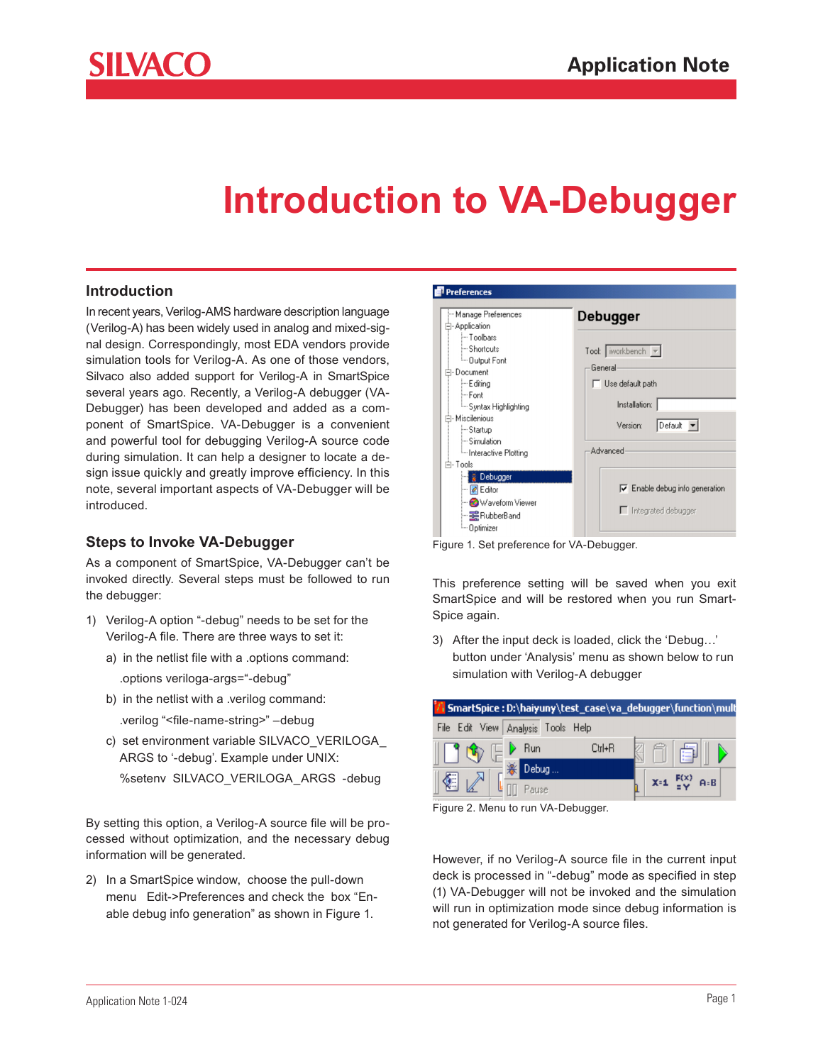# Introduction to VA-Debugger

## Introduction

In recent years, Verilog-AMS hardware description language (Verilog-A) has been widely used in analog and mixed-signal design. Correspondingly, most EDA vendors provide simulation tools for Verilog-A. As one of those vendors, Silvaco also added support for Verilog-A in SmartSpice several years ago. Recently, a Verilog-A debugger (VA-Debugger) has been developed and added as a component of SmartSpice. VA-Debugger is a convenient and powerful tool for debugging Verilog-A source code during simulation. It can help a designer to locate a design issue quickly and greatly improve efficiency. In this note, several important aspects of VA-Debugger will be introduced.

## Steps to Invoke VA-Debugger

As a component of SmartSpice, VA-Debugger can't be invoked directly. Several steps must be followed to run the debugger:

1) Verilog-A option "-debug" needs to be set for the Verilog-A file. There are three ways to set it:

   a) in the netlist file with a .options command:

      .options veriloga-args="-debug"

   b) in the netlist with a .verilog command:

      .verilog "<file-name-string>" –debug

   c) set environment variable SILVACO_VERILOGA_ARGS to '-debug'. Example under UNIX:

      %setenv SILVACO_VERILOGA_ARGS -debug

By setting this option, a Verilog-A source file will be processed without optimization, and the necessary debug information will be generated.

2) In a SmartSpice window, choose the pull-down menu Edit->Preferences and check the box "Enable debug info generation" as shown in Figure 1.

Figure 1. Set preference for VA-Debugger.

This preference setting will be saved when you exit SmartSpice and will be restored when you run SmartSpice again.

3) After the input deck is loaded, click the 'Debug…' button under 'Analysis' menu as shown below to run simulation with Verilog-A debugger

Figure 2. Menu to run VA-Debugger.

However, if no Verilog-A source file in the current input deck is processed in "-debug" mode as specified in step (1) VA-Debugger will not be invoked and the simulation will run in optimization mode since debug information is not generated for Verilog-A source files.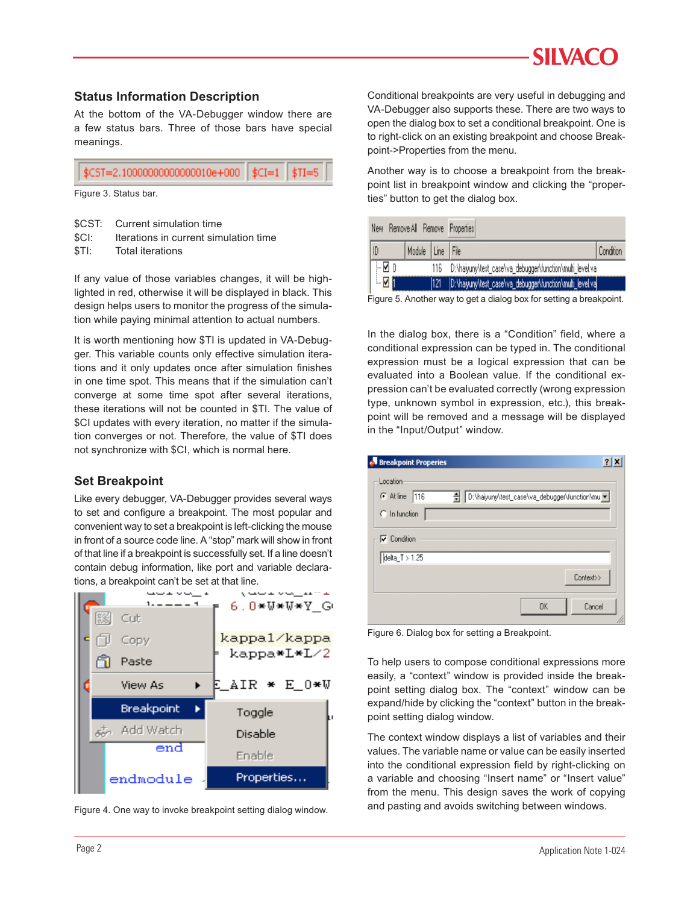## Status Information Description

At the bottom of the VA-Debugger window there are a few status bars. Three of those bars have special meanings.

Figure 3. Status bar.

$CST: Current simulation time
$CI: Iterations in current simulation time
$TI: Total iterations

If any value of those variables changes, it will be highlighted in red, otherwise it will be displayed in black. This design helps users to monitor the progress of the simulation while paying minimal attention to actual numbers.

It is worth mentioning how $TI is updated in VA-Debugger. This variable counts only effective simulation iterations and it only updates once after simulation finishes in one time spot. This means that if the simulation can't converge at some time spot after several iterations, these iterations will not be counted in $TI. The value of $CI updates with every iteration, no matter if the simulation converges or not. Therefore, the value of $TI does not synchronize with $CI, which is normal here.

## Set Breakpoint

Like every debugger, VA-Debugger provides several ways to set and configure a breakpoint. The most popular and convenient way to set a breakpoint is left-clicking the mouse in front of a source code line. A "stop" mark will show in front of that line if a breakpoint is successfully set. If a line doesn't contain debug information, like port and variable declarations, a breakpoint can't be set at that line.

Figure 4. One way to invoke breakpoint setting dialog window.

Conditional breakpoints are very useful in debugging and VA-Debugger also supports these. There are two ways to open the dialog box to set a conditional breakpoint. One is to right-click on an existing breakpoint and choose Breakpoint->Properties from the menu.

Another way is to choose a breakpoint from the breakpoint list in breakpoint window and clicking the "properties" button to get the dialog box.

Figure 5. Another way to get a dialog box for setting a breakpoint.

In the dialog box, there is a "Condition" field, where a conditional expression can be typed in. The conditional expression must be a logical expression that can be evaluated into a Boolean value. If the conditional expression can't be evaluated correctly (wrong expression type, unknown symbol in expression, etc.), this breakpoint will be removed and a message will be displayed in the "Input/Output" window.

Figure 6. Dialog box for setting a Breakpoint.

To help users to compose conditional expressions more easily, a "context" window is provided inside the breakpoint setting dialog box. The "context" window can be expand/hide by clicking the "context" button in the breakpoint setting dialog window.

The context window displays a list of variables and their values. The variable name or value can be easily inserted into the conditional expression field by right-clicking on a variable and choosing "Insert name" or "Insert value" from the menu. This design saves the work of copying and pasting and avoids switching between windows.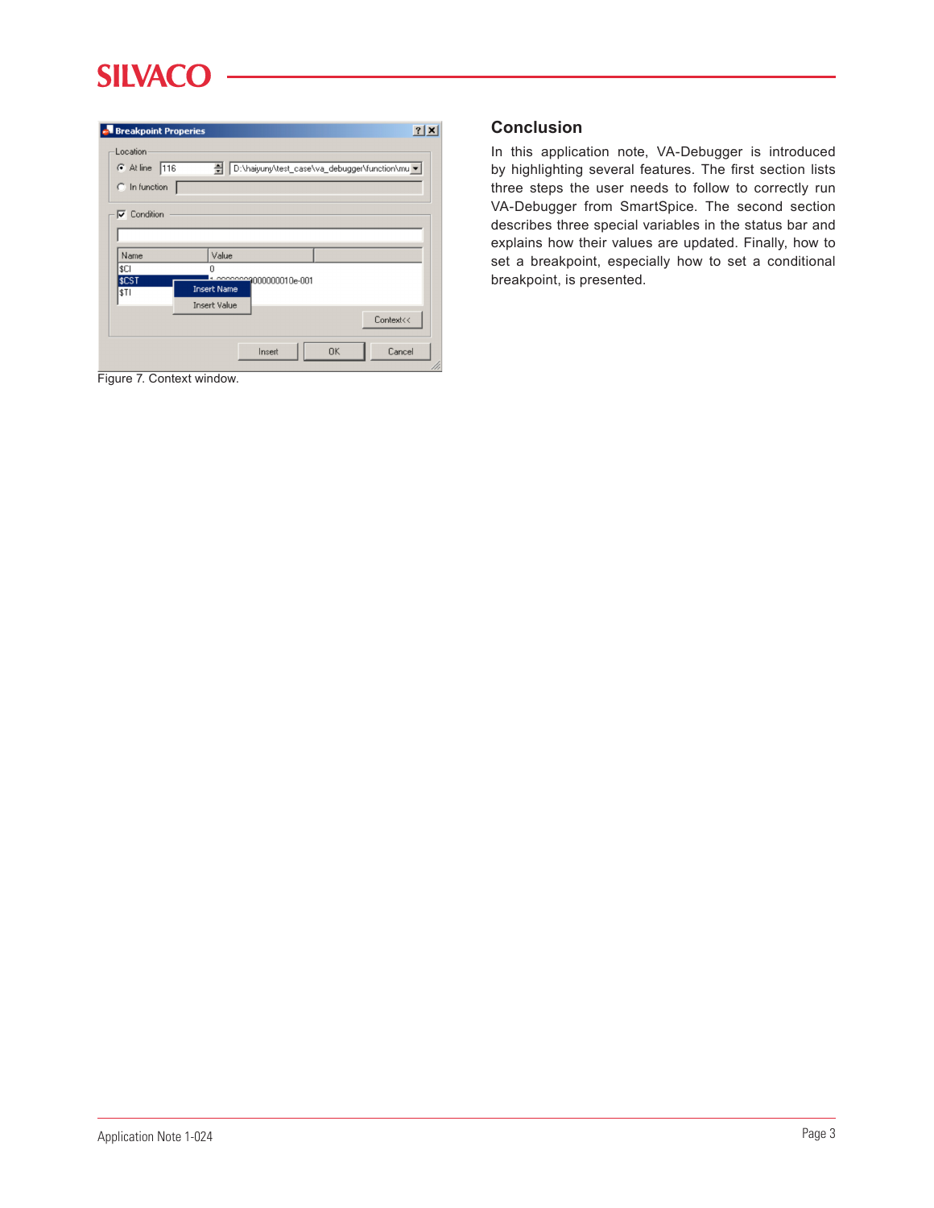Figure 7. Context window.

## Conclusion

In this application note, VA-Debugger is introduced by highlighting several features. The first section lists three steps the user needs to follow to correctly run VA-Debugger from SmartSpice. The second section describes three special variables in the status bar and explains how their values are updated. Finally, how to set a breakpoint, especially how to set a conditional breakpoint, is presented.